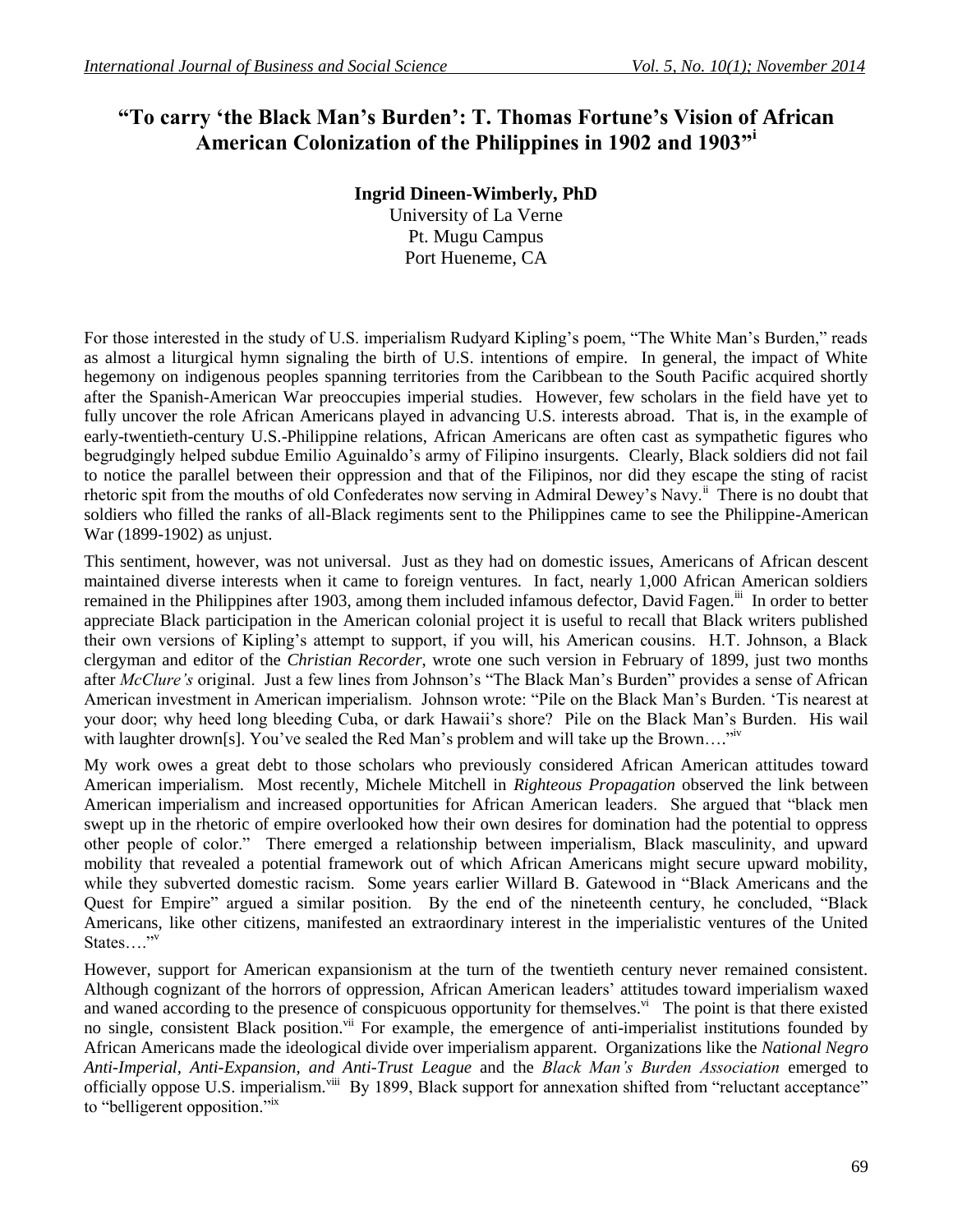# "To carry 'the Black Man's Burden': T. Thomas Fortune's Vision of African American Colonization of the Philippines in 1902 and 1903"[i]

**Ingrid Dineen-Wimberly, PhD**
University of La Verne
Pt. Mugu Campus
Port Hueneme, CA

For those interested in the study of U.S. imperialism Rudyard Kipling's poem, "The White Man's Burden," reads as almost a liturgical hymn signaling the birth of U.S. intentions of empire. In general, the impact of White hegemony on indigenous peoples spanning territories from the Caribbean to the South Pacific acquired shortly after the Spanish-American War preoccupies imperial studies. However, few scholars in the field have yet to fully uncover the role African Americans played in advancing U.S. interests abroad. That is, in the example of early-twentieth-century U.S.-Philippine relations, African Americans are often cast as sympathetic figures who begrudgingly helped subdue Emilio Aguinaldo's army of Filipino insurgents. Clearly, Black soldiers did not fail to notice the parallel between their oppression and that of the Filipinos, nor did they escape the sting of racist rhetoric spit from the mouths of old Confederates now serving in Admiral Dewey's Navy.[ii] There is no doubt that soldiers who filled the ranks of all-Black regiments sent to the Philippines came to see the Philippine-American War (1899-1902) as unjust.

This sentiment, however, was not universal. Just as they had on domestic issues, Americans of African descent maintained diverse interests when it came to foreign ventures. In fact, nearly 1,000 African American soldiers remained in the Philippines after 1903, among them included infamous defector, David Fagen.[iii] In order to better appreciate Black participation in the American colonial project it is useful to recall that Black writers published their own versions of Kipling's attempt to support, if you will, his American cousins. H.T. Johnson, a Black clergyman and editor of the *Christian Recorder*, wrote one such version in February of 1899, just two months after *McClure's* original. Just a few lines from Johnson's "The Black Man's Burden" provides a sense of African American investment in American imperialism. Johnson wrote: "Pile on the Black Man's Burden. 'Tis nearest at your door; why heed long bleeding Cuba, or dark Hawaii's shore? Pile on the Black Man's Burden. His wail with laughter drown[s]. You've sealed the Red Man's problem and will take up the Brown…."[iv]

My work owes a great debt to those scholars who previously considered African American attitudes toward American imperialism. Most recently, Michele Mitchell in *Righteous Propagation* observed the link between American imperialism and increased opportunities for African American leaders. She argued that "black men swept up in the rhetoric of empire overlooked how their own desires for domination had the potential to oppress other people of color." There emerged a relationship between imperialism, Black masculinity, and upward mobility that revealed a potential framework out of which African Americans might secure upward mobility, while they subverted domestic racism. Some years earlier Willard B. Gatewood in "Black Americans and the Quest for Empire" argued a similar position. By the end of the nineteenth century, he concluded, "Black Americans, like other citizens, manifested an extraordinary interest in the imperialistic ventures of the United States…."[v]

However, support for American expansionism at the turn of the twentieth century never remained consistent. Although cognizant of the horrors of oppression, African American leaders' attitudes toward imperialism waxed and waned according to the presence of conspicuous opportunity for themselves.[vi] The point is that there existed no single, consistent Black position.[vii] For example, the emergence of anti-imperialist institutions founded by African Americans made the ideological divide over imperialism apparent. Organizations like the *National Negro Anti-Imperial, Anti-Expansion, and Anti-Trust League* and the *Black Man's Burden Association* emerged to officially oppose U.S. imperialism.[viii] By 1899, Black support for annexation shifted from "reluctant acceptance" to "belligerent opposition."[ix]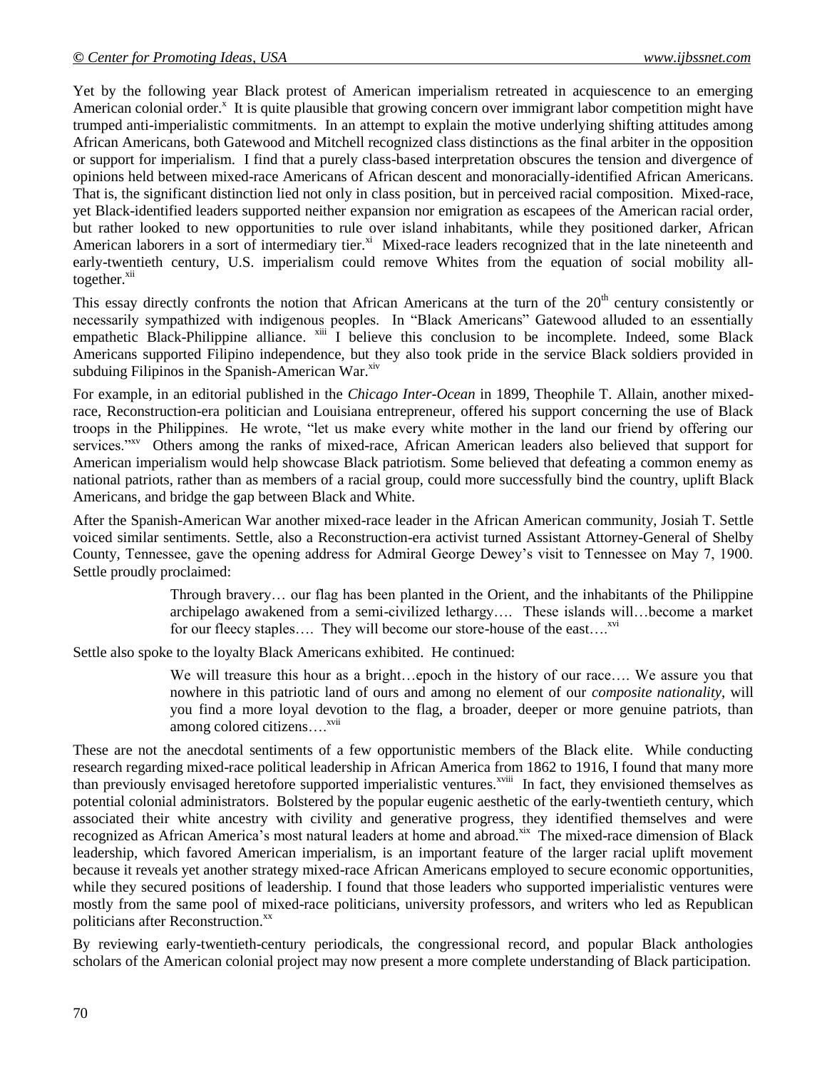Yet by the following year Black protest of American imperialism retreated in acquiescence to an emerging American colonial order.[x] It is quite plausible that growing concern over immigrant labor competition might have trumped anti-imperialistic commitments. In an attempt to explain the motive underlying shifting attitudes among African Americans, both Gatewood and Mitchell recognized class distinctions as the final arbiter in the opposition or support for imperialism. I find that a purely class-based interpretation obscures the tension and divergence of opinions held between mixed-race Americans of African descent and monoracially-identified African Americans. That is, the significant distinction lied not only in class position, but in perceived racial composition. Mixed-race, yet Black-identified leaders supported neither expansion nor emigration as escapees of the American racial order, but rather looked to new opportunities to rule over island inhabitants, while they positioned darker, African American laborers in a sort of intermediary tier.[xi] Mixed-race leaders recognized that in the late nineteenth and early-twentieth century, U.S. imperialism could remove Whites from the equation of social mobility all-together.[xii]

This essay directly confronts the notion that African Americans at the turn of the 20th century consistently or necessarily sympathized with indigenous peoples. In "Black Americans" Gatewood alluded to an essentially empathetic Black-Philippine alliance. [xiii] I believe this conclusion to be incomplete. Indeed, some Black Americans supported Filipino independence, but they also took pride in the service Black soldiers provided in subduing Filipinos in the Spanish-American War.[xiv]

For example, in an editorial published in the *Chicago Inter-Ocean* in 1899, Theophile T. Allain, another mixed-race, Reconstruction-era politician and Louisiana entrepreneur, offered his support concerning the use of Black troops in the Philippines. He wrote, "let us make every white mother in the land our friend by offering our services."[xv] Others among the ranks of mixed-race, African American leaders also believed that support for American imperialism would help showcase Black patriotism. Some believed that defeating a common enemy as national patriots, rather than as members of a racial group, could more successfully bind the country, uplift Black Americans, and bridge the gap between Black and White.

After the Spanish-American War another mixed-race leader in the African American community, Josiah T. Settle voiced similar sentiments. Settle, also a Reconstruction-era activist turned Assistant Attorney-General of Shelby County, Tennessee, gave the opening address for Admiral George Dewey's visit to Tennessee on May 7, 1900. Settle proudly proclaimed:

> Through bravery… our flag has been planted in the Orient, and the inhabitants of the Philippine archipelago awakened from a semi-civilized lethargy…. These islands will…become a market for our fleecy staples…. They will become our store-house of the east….[xvi]

Settle also spoke to the loyalty Black Americans exhibited. He continued:

> We will treasure this hour as a bright…epoch in the history of our race…. We assure you that nowhere in this patriotic land of ours and among no element of our *composite nationality*, will you find a more loyal devotion to the flag, a broader, deeper or more genuine patriots, than among colored citizens….[xvii]

These are not the anecdotal sentiments of a few opportunistic members of the Black elite. While conducting research regarding mixed-race political leadership in African America from 1862 to 1916, I found that many more than previously envisaged heretofore supported imperialistic ventures.[xviii] In fact, they envisioned themselves as potential colonial administrators. Bolstered by the popular eugenic aesthetic of the early-twentieth century, which associated their white ancestry with civility and generative progress, they identified themselves and were recognized as African America's most natural leaders at home and abroad.[xix] The mixed-race dimension of Black leadership, which favored American imperialism, is an important feature of the larger racial uplift movement because it reveals yet another strategy mixed-race African Americans employed to secure economic opportunities, while they secured positions of leadership. I found that those leaders who supported imperialistic ventures were mostly from the same pool of mixed-race politicians, university professors, and writers who led as Republican politicians after Reconstruction.[xx]

By reviewing early-twentieth-century periodicals, the congressional record, and popular Black anthologies scholars of the American colonial project may now present a more complete understanding of Black participation.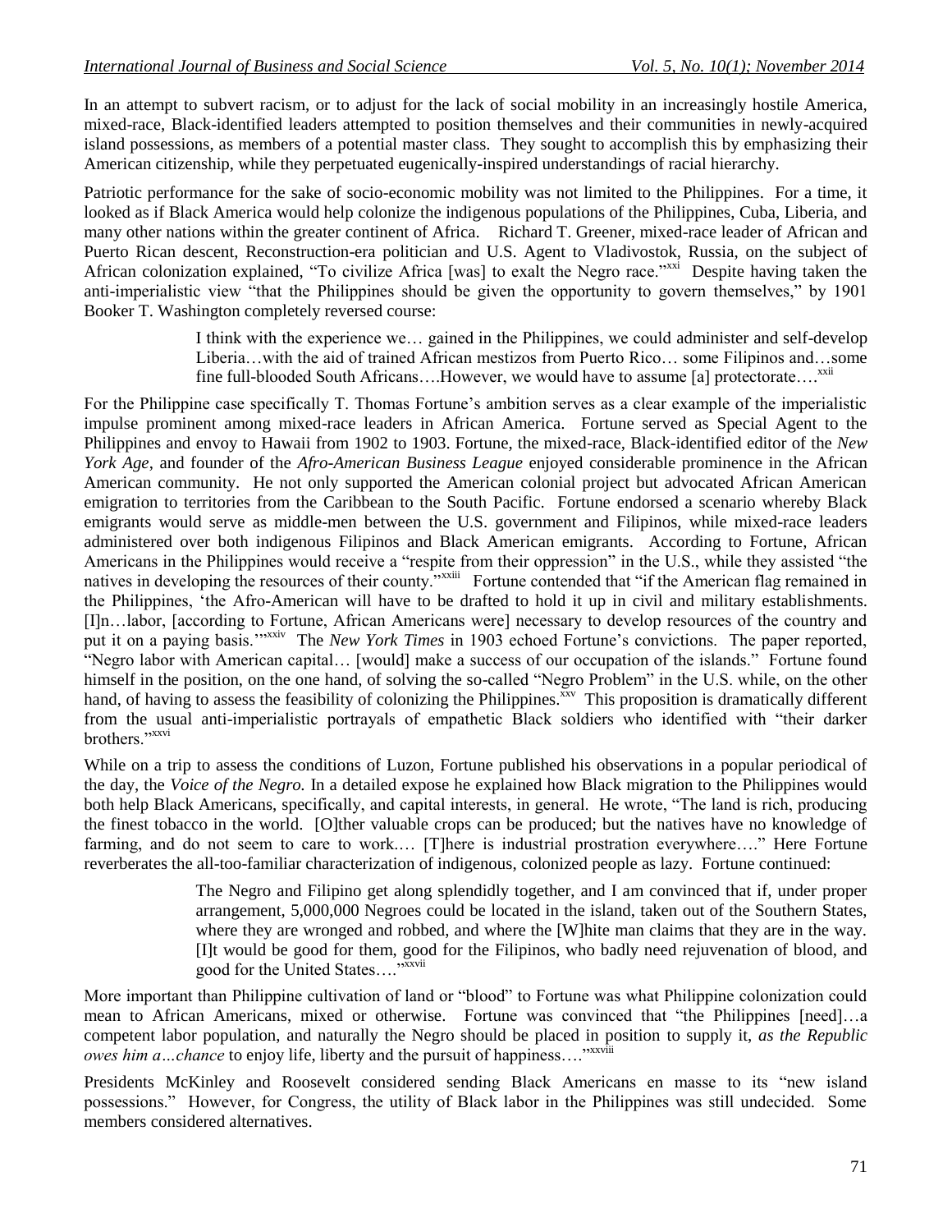In an attempt to subvert racism, or to adjust for the lack of social mobility in an increasingly hostile America, mixed-race, Black-identified leaders attempted to position themselves and their communities in newly-acquired island possessions, as members of a potential master class. They sought to accomplish this by emphasizing their American citizenship, while they perpetuated eugenically-inspired understandings of racial hierarchy.

Patriotic performance for the sake of socio-economic mobility was not limited to the Philippines. For a time, it looked as if Black America would help colonize the indigenous populations of the Philippines, Cuba, Liberia, and many other nations within the greater continent of Africa. Richard T. Greener, mixed-race leader of African and Puerto Rican descent, Reconstruction-era politician and U.S. Agent to Vladivostok, Russia, on the subject of African colonization explained, "To civilize Africa [was] to exalt the Negro race."[xxi] Despite having taken the anti-imperialistic view "that the Philippines should be given the opportunity to govern themselves," by 1901 Booker T. Washington completely reversed course:

> I think with the experience we… gained in the Philippines, we could administer and self-develop Liberia…with the aid of trained African mestizos from Puerto Rico… some Filipinos and…some fine full-blooded South Africans….However, we would have to assume [a] protectorate….[xxii]

For the Philippine case specifically T. Thomas Fortune's ambition serves as a clear example of the imperialistic impulse prominent among mixed-race leaders in African America. Fortune served as Special Agent to the Philippines and envoy to Hawaii from 1902 to 1903. Fortune, the mixed-race, Black-identified editor of the *New York Age*, and founder of the *Afro-American Business League* enjoyed considerable prominence in the African American community. He not only supported the American colonial project but advocated African American emigration to territories from the Caribbean to the South Pacific. Fortune endorsed a scenario whereby Black emigrants would serve as middle-men between the U.S. government and Filipinos, while mixed-race leaders administered over both indigenous Filipinos and Black American emigrants. According to Fortune, African Americans in the Philippines would receive a "respite from their oppression" in the U.S., while they assisted "the natives in developing the resources of their county."[xxiii] Fortune contended that "if the American flag remained in the Philippines, 'the Afro-American will have to be drafted to hold it up in civil and military establishments. [I]n…labor, [according to Fortune, African Americans were] necessary to develop resources of the country and put it on a paying basis.'"[xxiv] The *New York Times* in 1903 echoed Fortune's convictions. The paper reported, "Negro labor with American capital… [would] make a success of our occupation of the islands." Fortune found himself in the position, on the one hand, of solving the so-called "Negro Problem" in the U.S. while, on the other hand, of having to assess the feasibility of colonizing the Philippines.[xxv] This proposition is dramatically different from the usual anti-imperialistic portrayals of empathetic Black soldiers who identified with "their darker brothers."[xxvi]

While on a trip to assess the conditions of Luzon, Fortune published his observations in a popular periodical of the day, the *Voice of the Negro.* In a detailed expose he explained how Black migration to the Philippines would both help Black Americans, specifically, and capital interests, in general. He wrote, "The land is rich, producing the finest tobacco in the world. [O]ther valuable crops can be produced; but the natives have no knowledge of farming, and do not seem to care to work.… [T]here is industrial prostration everywhere…." Here Fortune reverberates the all-too-familiar characterization of indigenous, colonized people as lazy. Fortune continued:

> The Negro and Filipino get along splendidly together, and I am convinced that if, under proper arrangement, 5,000,000 Negroes could be located in the island, taken out of the Southern States, where they are wronged and robbed, and where the [W]hite man claims that they are in the way. [I]t would be good for them, good for the Filipinos, who badly need rejuvenation of blood, and good for the United States…."[xxvii]

More important than Philippine cultivation of land or "blood" to Fortune was what Philippine colonization could mean to African Americans, mixed or otherwise. Fortune was convinced that "the Philippines [need]…a competent labor population, and naturally the Negro should be placed in position to supply it, *as the Republic owes him a…chance* to enjoy life, liberty and the pursuit of happiness…."[xxviii]

Presidents McKinley and Roosevelt considered sending Black Americans en masse to its "new island possessions." However, for Congress, the utility of Black labor in the Philippines was still undecided. Some members considered alternatives.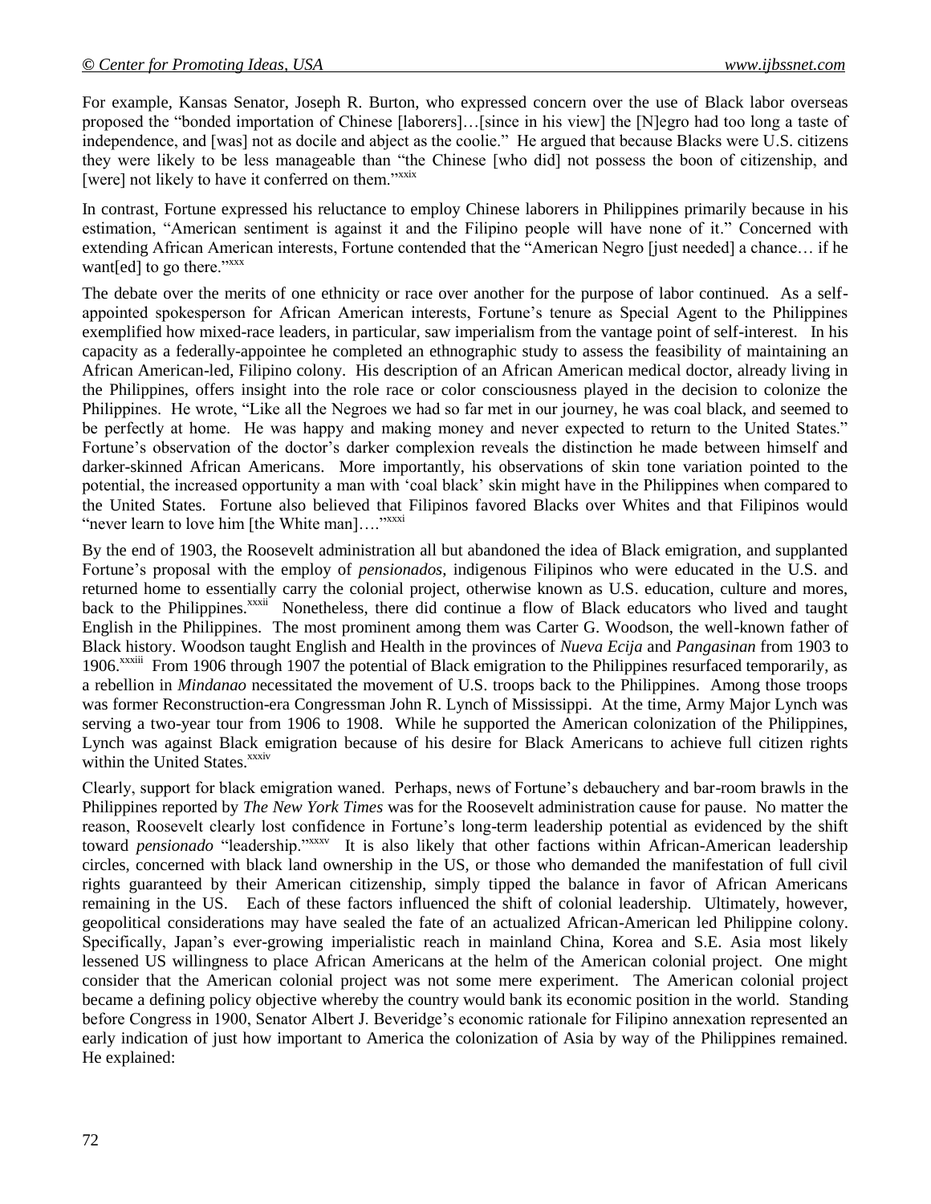For example, Kansas Senator, Joseph R. Burton, who expressed concern over the use of Black labor overseas proposed the "bonded importation of Chinese [laborers]…[since in his view] the [N]egro had too long a taste of independence, and [was] not as docile and abject as the coolie." He argued that because Blacks were U.S. citizens they were likely to be less manageable than "the Chinese [who did] not possess the boon of citizenship, and [were] not likely to have it conferred on them."[xxix]

In contrast, Fortune expressed his reluctance to employ Chinese laborers in Philippines primarily because in his estimation, "American sentiment is against it and the Filipino people will have none of it." Concerned with extending African American interests, Fortune contended that the "American Negro [just needed] a chance… if he want[ed] to go there."[xxx]

The debate over the merits of one ethnicity or race over another for the purpose of labor continued. As a self-appointed spokesperson for African American interests, Fortune's tenure as Special Agent to the Philippines exemplified how mixed-race leaders, in particular, saw imperialism from the vantage point of self-interest. In his capacity as a federally-appointee he completed an ethnographic study to assess the feasibility of maintaining an African American-led, Filipino colony. His description of an African American medical doctor, already living in the Philippines, offers insight into the role race or color consciousness played in the decision to colonize the Philippines. He wrote, "Like all the Negroes we had so far met in our journey, he was coal black, and seemed to be perfectly at home. He was happy and making money and never expected to return to the United States." Fortune's observation of the doctor's darker complexion reveals the distinction he made between himself and darker-skinned African Americans. More importantly, his observations of skin tone variation pointed to the potential, the increased opportunity a man with 'coal black' skin might have in the Philippines when compared to the United States. Fortune also believed that Filipinos favored Blacks over Whites and that Filipinos would "never learn to love him [the White man]…."[xxxi]

By the end of 1903, the Roosevelt administration all but abandoned the idea of Black emigration, and supplanted Fortune's proposal with the employ of *pensionados*, indigenous Filipinos who were educated in the U.S. and returned home to essentially carry the colonial project, otherwise known as U.S. education, culture and mores, back to the Philippines.[xxxii] Nonetheless, there did continue a flow of Black educators who lived and taught English in the Philippines. The most prominent among them was Carter G. Woodson, the well-known father of Black history. Woodson taught English and Health in the provinces of *Nueva Ecija* and *Pangasinan* from 1903 to 1906.[xxxiii] From 1906 through 1907 the potential of Black emigration to the Philippines resurfaced temporarily, as a rebellion in *Mindanao* necessitated the movement of U.S. troops back to the Philippines. Among those troops was former Reconstruction-era Congressman John R. Lynch of Mississippi. At the time, Army Major Lynch was serving a two-year tour from 1906 to 1908. While he supported the American colonization of the Philippines, Lynch was against Black emigration because of his desire for Black Americans to achieve full citizen rights within the United States.[xxxiv]

Clearly, support for black emigration waned. Perhaps, news of Fortune's debauchery and bar-room brawls in the Philippines reported by *The New York Times* was for the Roosevelt administration cause for pause. No matter the reason, Roosevelt clearly lost confidence in Fortune's long-term leadership potential as evidenced by the shift toward *pensionado* "leadership."[xxxv] It is also likely that other factions within African-American leadership circles, concerned with black land ownership in the US, or those who demanded the manifestation of full civil rights guaranteed by their American citizenship, simply tipped the balance in favor of African Americans remaining in the US. Each of these factors influenced the shift of colonial leadership. Ultimately, however, geopolitical considerations may have sealed the fate of an actualized African-American led Philippine colony. Specifically, Japan's ever-growing imperialistic reach in mainland China, Korea and S.E. Asia most likely lessened US willingness to place African Americans at the helm of the American colonial project. One might consider that the American colonial project was not some mere experiment. The American colonial project became a defining policy objective whereby the country would bank its economic position in the world. Standing before Congress in 1900, Senator Albert J. Beveridge's economic rationale for Filipino annexation represented an early indication of just how important to America the colonization of Asia by way of the Philippines remained. He explained: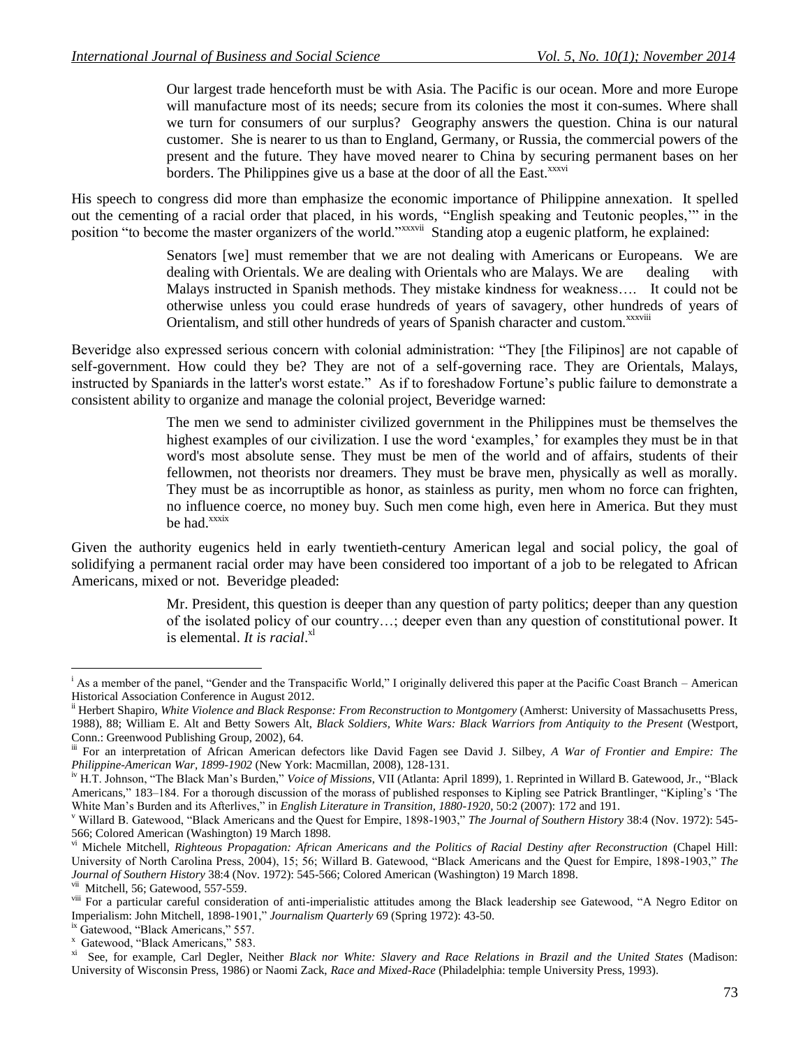> Our largest trade henceforth must be with Asia. The Pacific is our ocean. More and more Europe will manufacture most of its needs; secure from its colonies the most it con-sumes. Where shall we turn for consumers of our surplus? Geography answers the question. China is our natural customer. She is nearer to us than to England, Germany, or Russia, the commercial powers of the present and the future. They have moved nearer to China by securing permanent bases on her borders. The Philippines give us a base at the door of all the East.[xxxvi]

His speech to congress did more than emphasize the economic importance of Philippine annexation. It spelled out the cementing of a racial order that placed, in his words, "English speaking and Teutonic peoples,'" in the position "to become the master organizers of the world."[xxxvii] Standing atop a eugenic platform, he explained:

> Senators [we] must remember that we are not dealing with Americans or Europeans. We are dealing with Orientals. We are dealing with Orientals who are Malays. We are dealing with Malays instructed in Spanish methods. They mistake kindness for weakness…. It could not be otherwise unless you could erase hundreds of years of savagery, other hundreds of years of Orientalism, and still other hundreds of years of Spanish character and custom.[xxxviii]

Beveridge also expressed serious concern with colonial administration: "They [the Filipinos] are not capable of self-government. How could they be? They are not of a self-governing race. They are Orientals, Malays, instructed by Spaniards in the latter's worst estate." As if to foreshadow Fortune's public failure to demonstrate a consistent ability to organize and manage the colonial project, Beveridge warned:

> The men we send to administer civilized government in the Philippines must be themselves the highest examples of our civilization. I use the word 'examples,' for examples they must be in that word's most absolute sense. They must be men of the world and of affairs, students of their fellowmen, not theorists nor dreamers. They must be brave men, physically as well as morally. They must be as incorruptible as honor, as stainless as purity, men whom no force can frighten, no influence coerce, no money buy. Such men come high, even here in America. But they must be had.[xxxix]

Given the authority eugenics held in early twentieth-century American legal and social policy, the goal of solidifying a permanent racial order may have been considered too important of a job to be relegated to African Americans, mixed or not. Beveridge pleaded:

> Mr. President, this question is deeper than any question of party politics; deeper than any question of the isolated policy of our country…; deeper even than any question of constitutional power. It is elemental. *It is racial*.[xl]

---

[i] As a member of the panel, "Gender and the Transpacific World," I originally delivered this paper at the Pacific Coast Branch – American Historical Association Conference in August 2012.

[ii] Herbert Shapiro, *White Violence and Black Response: From Reconstruction to Montgomery* (Amherst: University of Massachusetts Press, 1988), 88; William E. Alt and Betty Sowers Alt, *Black Soldiers, White Wars: Black Warriors from Antiquity to the Present* (Westport, Conn.: Greenwood Publishing Group, 2002), 64.

[iii] For an interpretation of African American defectors like David Fagen see David J. Silbey, *A War of Frontier and Empire: The Philippine-American War, 1899-1902* (New York: Macmillan, 2008), 128-131.

[iv] H.T. Johnson, "The Black Man's Burden," *Voice of Missions*, VII (Atlanta: April 1899), 1. Reprinted in Willard B. Gatewood, Jr., "Black Americans," 183–184. For a thorough discussion of the morass of published responses to Kipling see Patrick Brantlinger, "Kipling's 'The White Man's Burden and its Afterlives," in *English Literature in Transition, 1880-1920*, 50:2 (2007): 172 and 191.

[v] Willard B. Gatewood, "Black Americans and the Quest for Empire, 1898-1903," *The Journal of Southern History* 38:4 (Nov. 1972): 545-566; Colored American (Washington) 19 March 1898.

[vi] Michele Mitchell, *Righteous Propagation: African Americans and the Politics of Racial Destiny after Reconstruction* (Chapel Hill: University of North Carolina Press, 2004), 15; 56; Willard B. Gatewood, "Black Americans and the Quest for Empire, 1898-1903," *The Journal of Southern History* 38:4 (Nov. 1972): 545-566; Colored American (Washington) 19 March 1898.

[vii] Mitchell, 56; Gatewood, 557-559.

[viii] For a particular careful consideration of anti-imperialistic attitudes among the Black leadership see Gatewood, "A Negro Editor on Imperialism: John Mitchell, 1898-1901," *Journalism Quarterly* 69 (Spring 1972): 43-50.

[ix] Gatewood, "Black Americans," 557.

[x] Gatewood, "Black Americans," 583.

[xi] See, for example, Carl Degler, Neither *Black nor White: Slavery and Race Relations in Brazil and the United States* (Madison: University of Wisconsin Press, 1986) or Naomi Zack, *Race and Mixed-Race* (Philadelphia: temple University Press, 1993).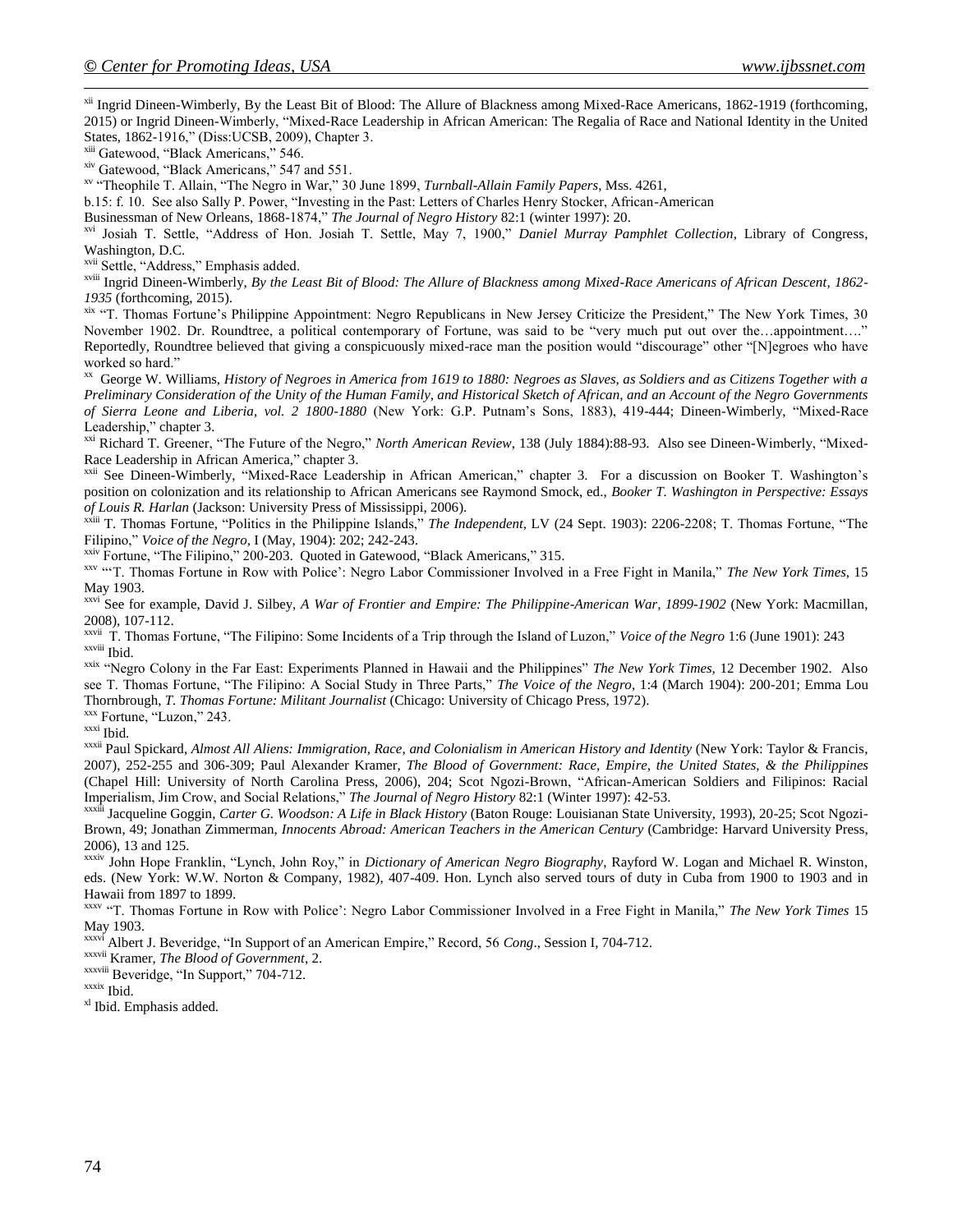[xii] Ingrid Dineen-Wimberly, By the Least Bit of Blood: The Allure of Blackness among Mixed-Race Americans, 1862-1919 (forthcoming, 2015) or Ingrid Dineen-Wimberly, "Mixed-Race Leadership in African American: The Regalia of Race and National Identity in the United States, 1862-1916," (Diss:UCSB, 2009), Chapter 3.

[xiii] Gatewood, "Black Americans," 546.

[xiv] Gatewood, "Black Americans," 547 and 551.

[xv] "Theophile T. Allain, "The Negro in War," 30 June 1899, *Turnball-Allain Family Papers*, Mss. 4261, b.15: f. 10. See also Sally P. Power, "Investing in the Past: Letters of Charles Henry Stocker, African-American Businessman of New Orleans, 1868-1874," *The Journal of Negro History* 82:1 (winter 1997): 20.

[xvi] Josiah T. Settle, "Address of Hon. Josiah T. Settle, May 7, 1900," *Daniel Murray Pamphlet Collection*, Library of Congress, Washington, D.C.

[xvii] Settle, "Address," Emphasis added.

[xviii] Ingrid Dineen-Wimberly, *By the Least Bit of Blood: The Allure of Blackness among Mixed-Race Americans of African Descent, 1862-1935* (forthcoming, 2015).

[xix] "T. Thomas Fortune's Philippine Appointment: Negro Republicans in New Jersey Criticize the President," The New York Times, 30 November 1902. Dr. Roundtree, a political contemporary of Fortune, was said to be "very much put out over the…appointment…." Reportedly, Roundtree believed that giving a conspicuously mixed-race man the position would "discourage" other "[N]egroes who have worked so hard."

[xx] George W. Williams, *History of Negroes in America from 1619 to 1880: Negroes as Slaves, as Soldiers and as Citizens Together with a Preliminary Consideration of the Unity of the Human Family, and Historical Sketch of African, and an Account of the Negro Governments of Sierra Leone and Liberia, vol. 2 1800-1880* (New York: G.P. Putnam's Sons, 1883), 419-444; Dineen-Wimberly, "Mixed-Race Leadership," chapter 3.

[xxi] Richard T. Greener, "The Future of the Negro," *North American Review*, 138 (July 1884):88-93. Also see Dineen-Wimberly, "Mixed-Race Leadership in African America," chapter 3.

[xxii] See Dineen-Wimberly, "Mixed-Race Leadership in African American," chapter 3. For a discussion on Booker T. Washington's position on colonization and its relationship to African Americans see Raymond Smock, ed., *Booker T. Washington in Perspective: Essays of Louis R. Harlan* (Jackson: University Press of Mississippi, 2006).

[xxiii] T. Thomas Fortune, "Politics in the Philippine Islands," *The Independent*, LV (24 Sept. 1903): 2206-2208; T. Thomas Fortune, "The Filipino," *Voice of the Negro*, I (May, 1904): 202; 242-243.

[xxiv] Fortune, "The Filipino," 200-203. Quoted in Gatewood, "Black Americans," 315.

[xxv] "'T. Thomas Fortune in Row with Police': Negro Labor Commissioner Involved in a Free Fight in Manila," *The New York Times*, 15 May 1903.

[xxvi] See for example, David J. Silbey, *A War of Frontier and Empire: The Philippine-American War, 1899-1902* (New York: Macmillan, 2008), 107-112.

[xxvii] T. Thomas Fortune, "The Filipino: Some Incidents of a Trip through the Island of Luzon," *Voice of the Negro* 1:6 (June 1901): 243

[xxviii] Ibid.

[xxix] "Negro Colony in the Far East: Experiments Planned in Hawaii and the Philippines" *The New York Times*, 12 December 1902. Also see T. Thomas Fortune, "The Filipino: A Social Study in Three Parts," *The Voice of the Negro*, 1:4 (March 1904): 200-201; Emma Lou Thornbrough, *T. Thomas Fortune: Militant Journalist* (Chicago: University of Chicago Press, 1972).

[xxx] Fortune, "Luzon," 243.

[xxxi] Ibid.

[xxxii] Paul Spickard, *Almost All Aliens: Immigration, Race, and Colonialism in American History and Identity* (New York: Taylor & Francis, 2007), 252-255 and 306-309; Paul Alexander Kramer, *The Blood of Government: Race, Empire, the United States, & the Philippines* (Chapel Hill: University of North Carolina Press, 2006), 204; Scot Ngozi-Brown, "African-American Soldiers and Filipinos: Racial Imperialism, Jim Crow, and Social Relations," *The Journal of Negro History* 82:1 (Winter 1997): 42-53.

[xxxiii] Jacqueline Goggin, *Carter G. Woodson: A Life in Black History* (Baton Rouge: Louisianan State University, 1993), 20-25; Scot Ngozi-Brown, 49; Jonathan Zimmerman, *Innocents Abroad: American Teachers in the American Century* (Cambridge: Harvard University Press, 2006), 13 and 125.

[xxxiv] John Hope Franklin, "Lynch, John Roy," in *Dictionary of American Negro Biography*, Rayford W. Logan and Michael R. Winston, eds. (New York: W.W. Norton & Company, 1982), 407-409. Hon. Lynch also served tours of duty in Cuba from 1900 to 1903 and in Hawaii from 1897 to 1899.

[xxxv] "T. Thomas Fortune in Row with Police': Negro Labor Commissioner Involved in a Free Fight in Manila," *The New York Times* 15 May 1903.

[xxxvi] Albert J. Beveridge, "In Support of an American Empire," Record, 56 *Cong*., Session I, 704-712.

[xxxvii] Kramer, *The Blood of Government*, 2.

[xxxviii] Beveridge, "In Support," 704-712.

[xxxix] Ibid.

[xl] Ibid. Emphasis added.